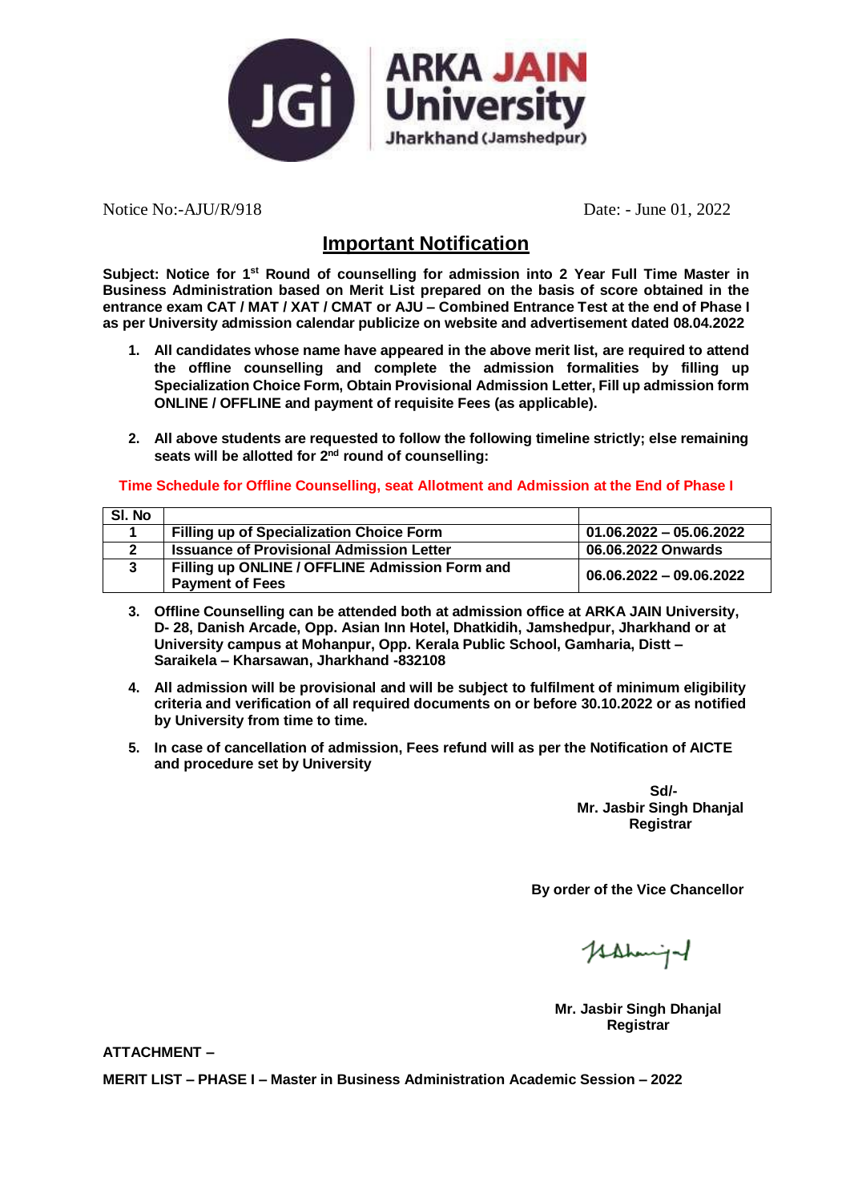Notice No:-AJU/R/918 Date: - June 01, 2022

# Important Notification

**Subject: Notice for 1st Round of counselling for admission into 2 Year Full Time Master in Business Administration based on Merit List prepared on the basis of score obtained in the entrance exam CAT / MAT / XAT / CMAT or AJU – Combined Entrance Test at the end of Phase I as per University admission calendar publicize on website and advertisement dated 08.04.2022**

1. **All candidates whose name have appeared in the above merit list, are required to attend the offline counselling and complete the admission formalities by filling up Specialization Choice Form, Obtain Provisional Admission Letter, Fill up admission form ONLINE / OFFLINE and payment of requisite Fees (as applicable).**

2. **All above students are requested to follow the following timeline strictly; else remaining seats will be allotted for 2nd round of counselling:**

**Time Schedule for Offline Counselling, seat Allotment and Admission at the End of Phase I**

| Sl. No | | |
|---|---|---|
| 1 | Filling up of Specialization Choice Form | 01.06.2022 – 05.06.2022 |
| 2 | Issuance of Provisional Admission Letter | 06.06.2022 Onwards |
| 3 | Filling up ONLINE / OFFLINE Admission Form and Payment of Fees | 06.06.2022 – 09.06.2022 |

3. **Offline Counselling can be attended both at admission office at ARKA JAIN University, D- 28, Danish Arcade, Opp. Asian Inn Hotel, Dhatkidih, Jamshedpur, Jharkhand or at University campus at Mohanpur, Opp. Kerala Public School, Gamharia, Distt – Saraikela – Kharsawan, Jharkhand -832108**

4. **All admission will be provisional and will be subject to fulfilment of minimum eligibility criteria and verification of all required documents on or before 30.10.2022 or as notified by University from time to time.**

5. **In case of cancellation of admission, Fees refund will as per the Notification of AICTE and procedure set by University**

**Sd/-**
**Mr. Jasbir Singh Dhanjal**
**Registrar**

**By order of the Vice Chancellor**

**Mr. Jasbir Singh Dhanjal**
**Registrar**

**ATTACHMENT –**

**MERIT LIST – PHASE I – Master in Business Administration Academic Session – 2022**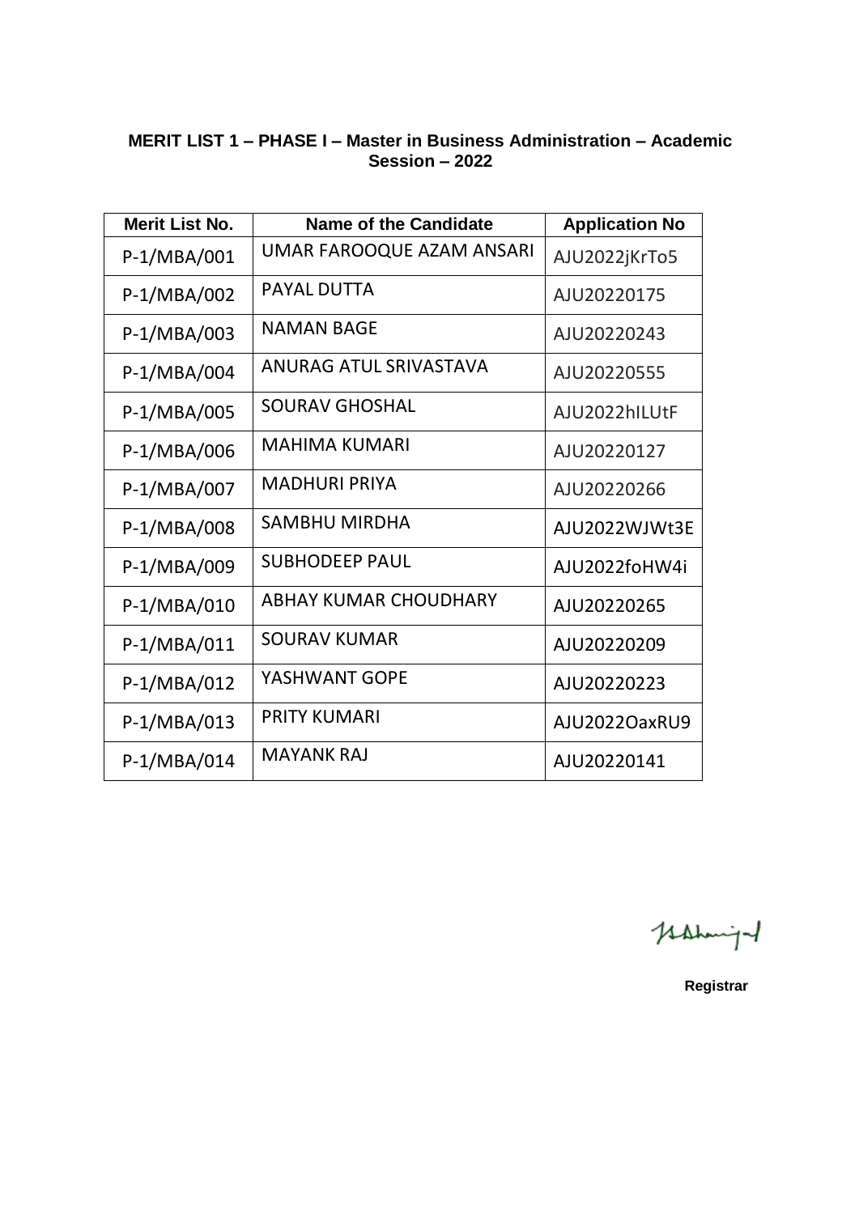**MERIT LIST 1 – PHASE I – Master in Business Administration – Academic Session – 2022**

| Merit List No. | Name of the Candidate | Application No |
|---|---|---|
| P-1/MBA/001 | UMAR FAROOQUE AZAM ANSARI | AJU2022jKrTo5 |
| P-1/MBA/002 | PAYAL DUTTA | AJU20220175 |
| P-1/MBA/003 | NAMAN BAGE | AJU20220243 |
| P-1/MBA/004 | ANURAG ATUL SRIVASTAVA | AJU20220555 |
| P-1/MBA/005 | SOURAV GHOSHAL | AJU2022hILUtF |
| P-1/MBA/006 | MAHIMA KUMARI | AJU20220127 |
| P-1/MBA/007 | MADHURI PRIYA | AJU20220266 |
| P-1/MBA/008 | SAMBHU MIRDHA | AJU2022WJWt3E |
| P-1/MBA/009 | SUBHODEEP PAUL | AJU2022foHW4i |
| P-1/MBA/010 | ABHAY KUMAR CHOUDHARY | AJU20220265 |
| P-1/MBA/011 | SOURAV KUMAR | AJU20220209 |
| P-1/MBA/012 | YASHWANT GOPE | AJU20220223 |
| P-1/MBA/013 | PRITY KUMARI | AJU2022OaxRU9 |
| P-1/MBA/014 | MAYANK RAJ | AJU20220141 |

**Registrar**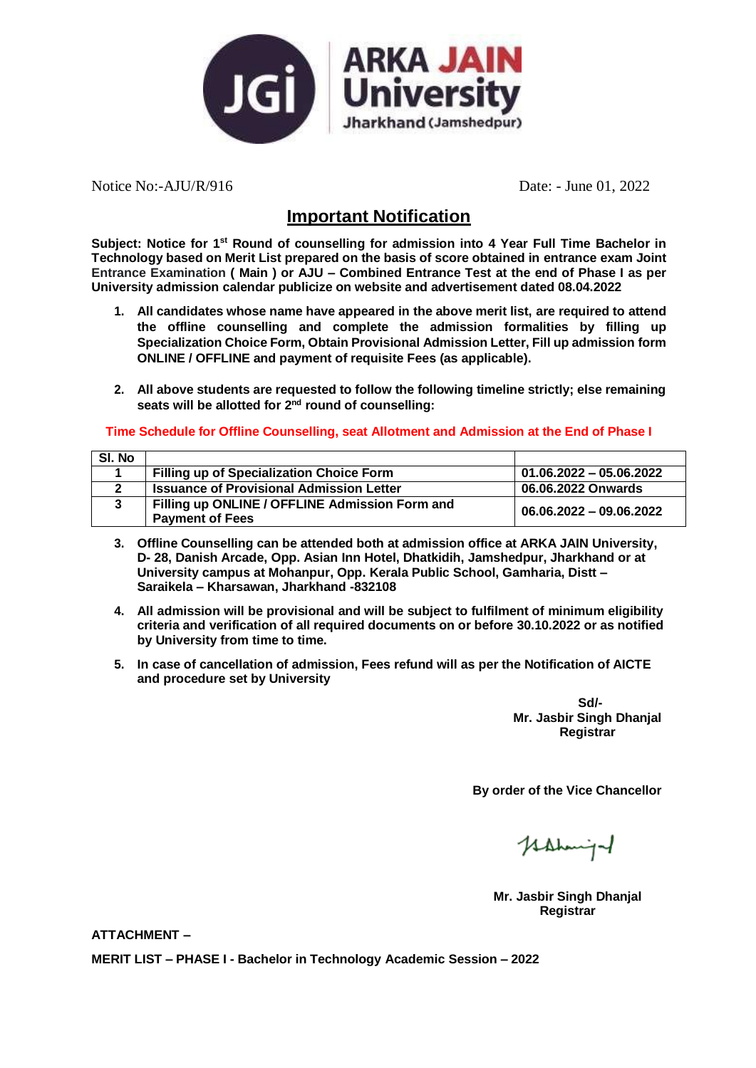ARKA JAIN University
Jharkhand (Jamshedpur)

Notice No:-AJU/R/916 Date: - June 01, 2022

# Important Notification

**Subject: Notice for 1st Round of counselling for admission into 4 Year Full Time Bachelor in Technology based on Merit List prepared on the basis of score obtained in entrance exam Joint Entrance Examination ( Main ) or AJU – Combined Entrance Test at the end of Phase I as per University admission calendar publicize on website and advertisement dated 08.04.2022**

1. **All candidates whose name have appeared in the above merit list, are required to attend the offline counselling and complete the admission formalities by filling up Specialization Choice Form, Obtain Provisional Admission Letter, Fill up admission form ONLINE / OFFLINE and payment of requisite Fees (as applicable).**

2. **All above students are requested to follow the following timeline strictly; else remaining seats will be allotted for 2nd round of counselling:**

**Time Schedule for Offline Counselling, seat Allotment and Admission at the End of Phase I**

| Sl. No | | |
|---|---|---|
| 1 | Filling up of Specialization Choice Form | 01.06.2022 – 05.06.2022 |
| 2 | Issuance of Provisional Admission Letter | 06.06.2022 Onwards |
| 3 | Filling up ONLINE / OFFLINE Admission Form and Payment of Fees | 06.06.2022 – 09.06.2022 |

3. **Offline Counselling can be attended both at admission office at ARKA JAIN University, D- 28, Danish Arcade, Opp. Asian Inn Hotel, Dhatkidih, Jamshedpur, Jharkhand or at University campus at Mohanpur, Opp. Kerala Public School, Gamharia, Distt – Saraikela – Kharsawan, Jharkhand -832108**

4. **All admission will be provisional and will be subject to fulfilment of minimum eligibility criteria and verification of all required documents on or before 30.10.2022 or as notified by University from time to time.**

5. **In case of cancellation of admission, Fees refund will as per the Notification of AICTE and procedure set by University**

**Sd/-**
**Mr. Jasbir Singh Dhanjal**
**Registrar**

**By order of the Vice Chancellor**

**Mr. Jasbir Singh Dhanjal**
**Registrar**

**ATTACHMENT –**

**MERIT LIST – PHASE I - Bachelor in Technology Academic Session – 2022**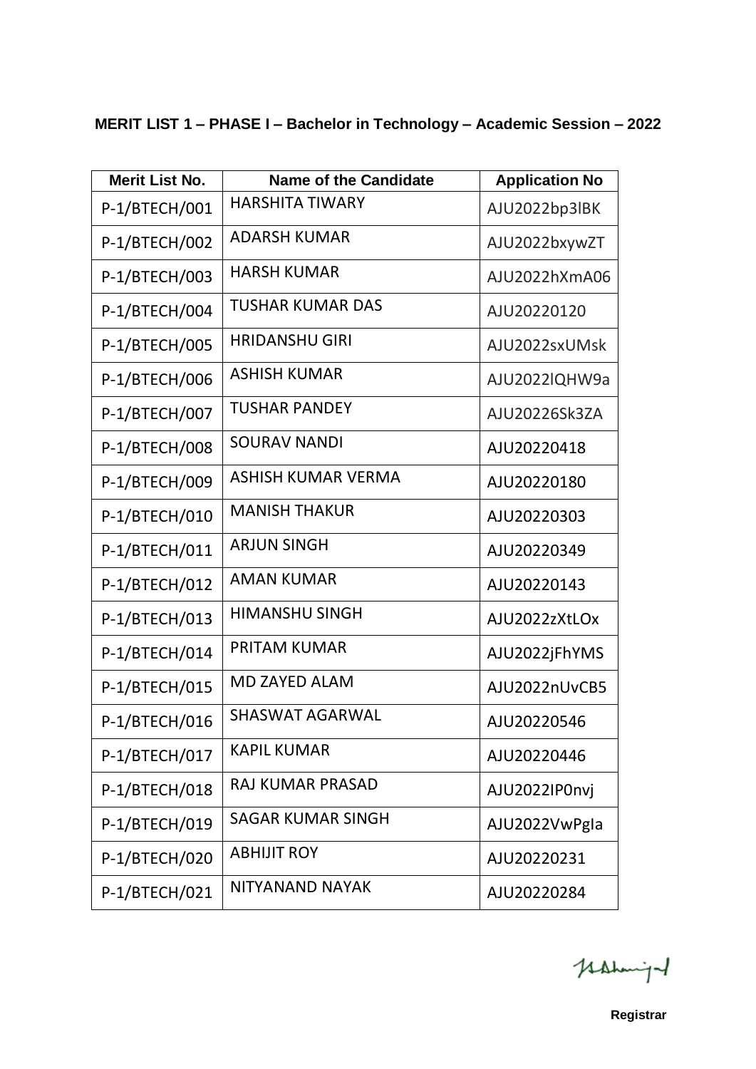**MERIT LIST 1 – PHASE I – Bachelor in Technology – Academic Session – 2022**

| Merit List No. | Name of the Candidate | Application No |
|---|---|---|
| P-1/BTECH/001 | HARSHITA TIWARY | AJU2022bp3lBK |
| P-1/BTECH/002 | ADARSH KUMAR | AJU2022bxywZT |
| P-1/BTECH/003 | HARSH KUMAR | AJU2022hXmA06 |
| P-1/BTECH/004 | TUSHAR KUMAR DAS | AJU20220120 |
| P-1/BTECH/005 | HRIDANSHU GIRI | AJU2022sxUMsk |
| P-1/BTECH/006 | ASHISH KUMAR | AJU2022lQHW9a |
| P-1/BTECH/007 | TUSHAR PANDEY | AJU20226Sk3ZA |
| P-1/BTECH/008 | SOURAV NANDI | AJU20220418 |
| P-1/BTECH/009 | ASHISH KUMAR VERMA | AJU20220180 |
| P-1/BTECH/010 | MANISH THAKUR | AJU20220303 |
| P-1/BTECH/011 | ARJUN SINGH | AJU20220349 |
| P-1/BTECH/012 | AMAN KUMAR | AJU20220143 |
| P-1/BTECH/013 | HIMANSHU SINGH | AJU2022zXtLOx |
| P-1/BTECH/014 | PRITAM KUMAR | AJU2022jFhYMS |
| P-1/BTECH/015 | MD ZAYED ALAM | AJU2022nUvCB5 |
| P-1/BTECH/016 | SHASWAT AGARWAL | AJU20220546 |
| P-1/BTECH/017 | KAPIL KUMAR | AJU20220446 |
| P-1/BTECH/018 | RAJ KUMAR PRASAD | AJU2022IP0nvj |
| P-1/BTECH/019 | SAGAR KUMAR SINGH | AJU2022VwPgla |
| P-1/BTECH/020 | ABHIJIT ROY | AJU20220231 |
| P-1/BTECH/021 | NITYANAND NAYAK | AJU20220284 |

**Registrar**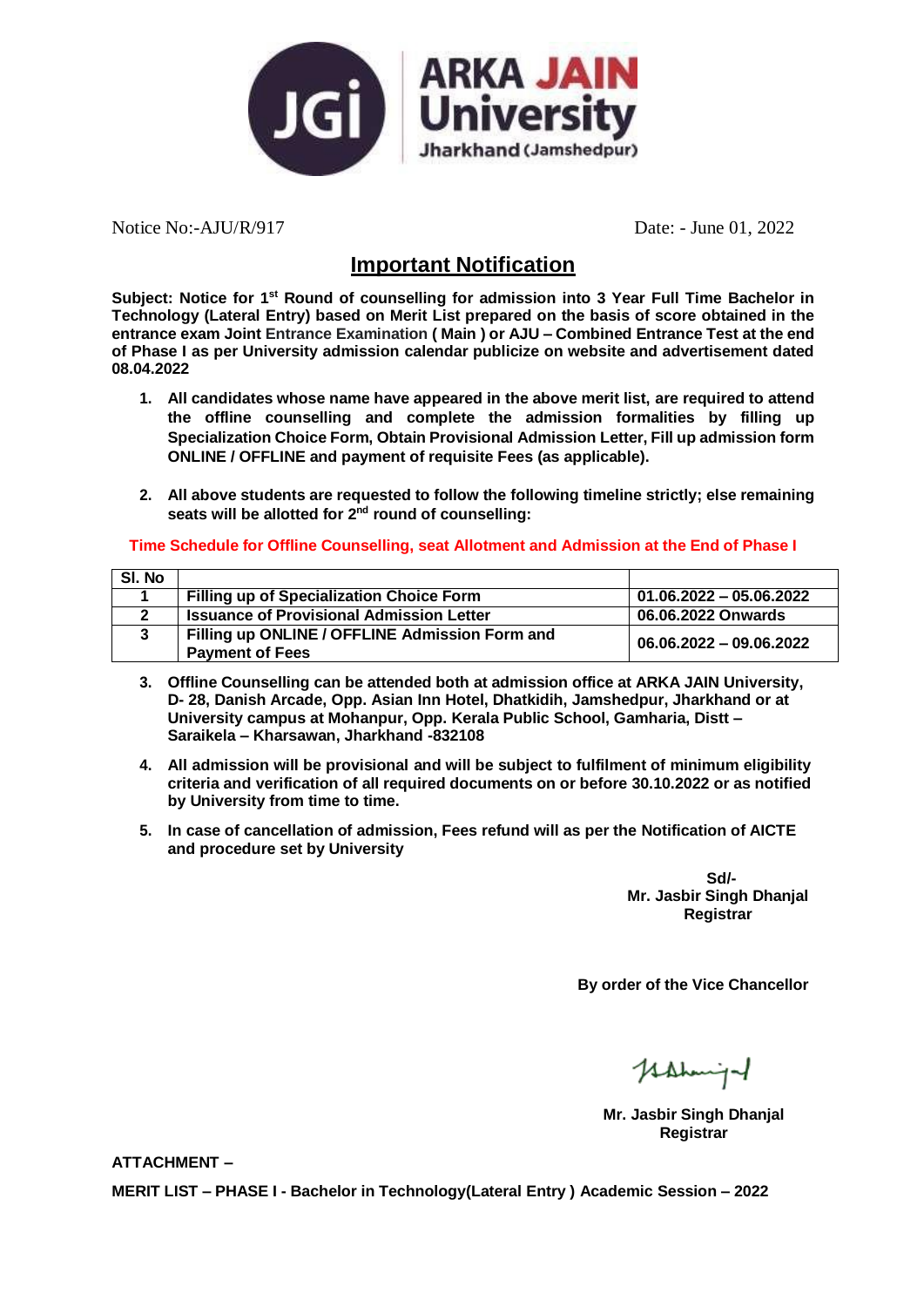ARKA JAIN University
Jharkhand (Jamshedpur)

Notice No:-AJU/R/917 Date: - June 01, 2022

## Important Notification

**Subject: Notice for 1st Round of counselling for admission into 3 Year Full Time Bachelor in Technology (Lateral Entry) based on Merit List prepared on the basis of score obtained in the entrance exam Joint Entrance Examination ( Main ) or AJU – Combined Entrance Test at the end of Phase I as per University admission calendar publicize on website and advertisement dated 08.04.2022**

1. **All candidates whose name have appeared in the above merit list, are required to attend the offline counselling and complete the admission formalities by filling up Specialization Choice Form, Obtain Provisional Admission Letter, Fill up admission form ONLINE / OFFLINE and payment of requisite Fees (as applicable).**

2. **All above students are requested to follow the following timeline strictly; else remaining seats will be allotted for 2nd round of counselling:**

**Time Schedule for Offline Counselling, seat Allotment and Admission at the End of Phase I**

| Sl. No | | |
|---|---|---|
| 1 | Filling up of Specialization Choice Form | 01.06.2022 – 05.06.2022 |
| 2 | Issuance of Provisional Admission Letter | 06.06.2022 Onwards |
| 3 | Filling up ONLINE / OFFLINE Admission Form and Payment of Fees | 06.06.2022 – 09.06.2022 |

3. **Offline Counselling can be attended both at admission office at ARKA JAIN University, D- 28, Danish Arcade, Opp. Asian Inn Hotel, Dhatkidih, Jamshedpur, Jharkhand or at University campus at Mohanpur, Opp. Kerala Public School, Gamharia, Distt – Saraikela – Kharsawan, Jharkhand -832108**

4. **All admission will be provisional and will be subject to fulfilment of minimum eligibility criteria and verification of all required documents on or before 30.10.2022 or as notified by University from time to time.**

5. **In case of cancellation of admission, Fees refund will as per the Notification of AICTE and procedure set by University**

**Sd/-**
**Mr. Jasbir Singh Dhanjal**
**Registrar**

**By order of the Vice Chancellor**

**Mr. Jasbir Singh Dhanjal**
**Registrar**

**ATTACHMENT –**

**MERIT LIST – PHASE I - Bachelor in Technology(Lateral Entry ) Academic Session – 2022**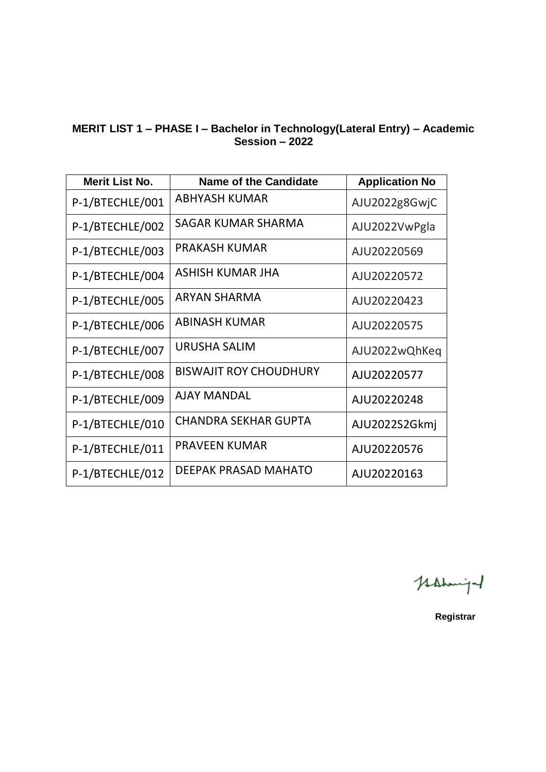**MERIT LIST 1 – PHASE I – Bachelor in Technology(Lateral Entry) – Academic Session – 2022**

| Merit List No. | Name of the Candidate | Application No |
|---|---|---|
| P-1/BTECHLE/001 | ABHYASH KUMAR | AJU2022g8GwjC |
| P-1/BTECHLE/002 | SAGAR KUMAR SHARMA | AJU2022VwPgla |
| P-1/BTECHLE/003 | PRAKASH KUMAR | AJU20220569 |
| P-1/BTECHLE/004 | ASHISH KUMAR JHA | AJU20220572 |
| P-1/BTECHLE/005 | ARYAN SHARMA | AJU20220423 |
| P-1/BTECHLE/006 | ABINASH KUMAR | AJU20220575 |
| P-1/BTECHLE/007 | URUSHA SALIM | AJU2022wQhKeq |
| P-1/BTECHLE/008 | BISWAJIT ROY CHOUDHURY | AJU20220577 |
| P-1/BTECHLE/009 | AJAY MANDAL | AJU20220248 |
| P-1/BTECHLE/010 | CHANDRA SEKHAR GUPTA | AJU2022S2Gkmj |
| P-1/BTECHLE/011 | PRAVEEN KUMAR | AJU20220576 |
| P-1/BTECHLE/012 | DEEPAK PRASAD MAHATO | AJU20220163 |

**Registrar**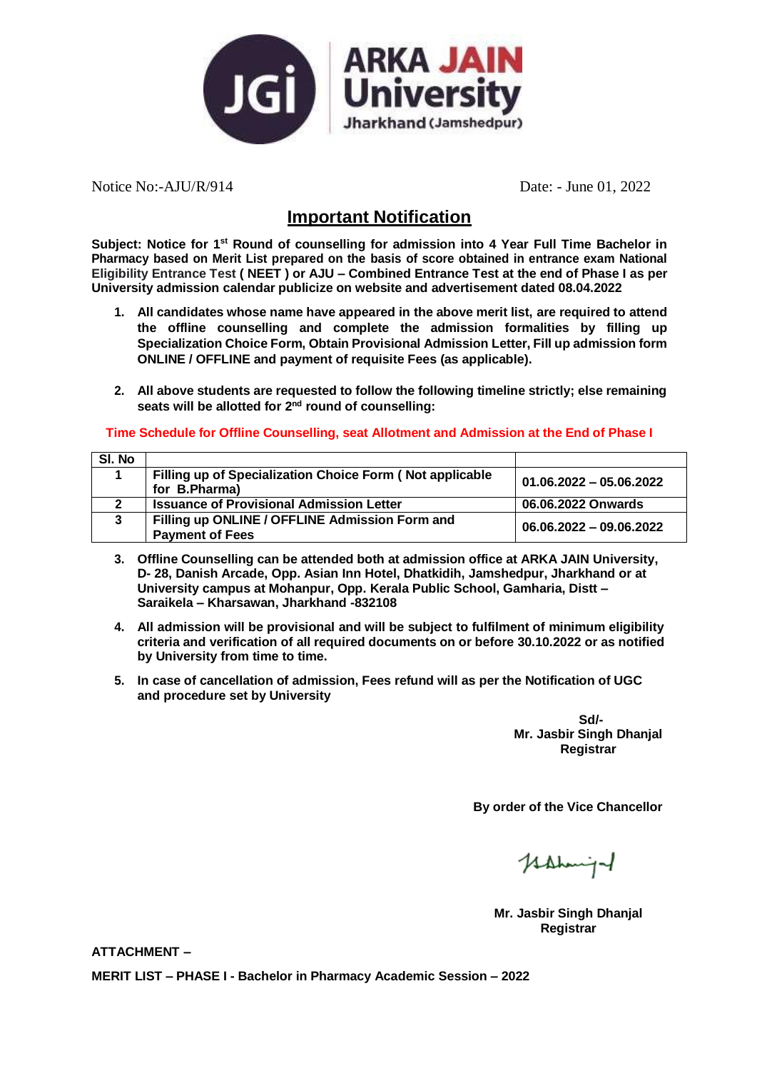ARKA JAIN University
Jharkhand (Jamshedpur)

Notice No:-AJU/R/914 Date: - June 01, 2022

# Important Notification

**Subject: Notice for 1st Round of counselling for admission into 4 Year Full Time Bachelor in Pharmacy based on Merit List prepared on the basis of score obtained in entrance exam National Eligibility Entrance Test ( NEET ) or AJU – Combined Entrance Test at the end of Phase I as per University admission calendar publicize on website and advertisement dated 08.04.2022**

1. **All candidates whose name have appeared in the above merit list, are required to attend the offline counselling and complete the admission formalities by filling up Specialization Choice Form, Obtain Provisional Admission Letter, Fill up admission form ONLINE / OFFLINE and payment of requisite Fees (as applicable).**

2. **All above students are requested to follow the following timeline strictly; else remaining seats will be allotted for 2nd round of counselling:**

**Time Schedule for Offline Counselling, seat Allotment and Admission at the End of Phase I**

| Sl. No | | |
|---|---|---|
| 1 | Filling up of Specialization Choice Form ( Not applicable for B.Pharma) | 01.06.2022 – 05.06.2022 |
| 2 | Issuance of Provisional Admission Letter | 06.06.2022 Onwards |
| 3 | Filling up ONLINE / OFFLINE Admission Form and Payment of Fees | 06.06.2022 – 09.06.2022 |

3. **Offline Counselling can be attended both at admission office at ARKA JAIN University, D- 28, Danish Arcade, Opp. Asian Inn Hotel, Dhatkidih, Jamshedpur, Jharkhand or at University campus at Mohanpur, Opp. Kerala Public School, Gamharia, Distt – Saraikela – Kharsawan, Jharkhand -832108**

4. **All admission will be provisional and will be subject to fulfilment of minimum eligibility criteria and verification of all required documents on or before 30.10.2022 or as notified by University from time to time.**

5. **In case of cancellation of admission, Fees refund will as per the Notification of UGC and procedure set by University**

**Sd/-**
**Mr. Jasbir Singh Dhanjal**
**Registrar**

**By order of the Vice Chancellor**

**Mr. Jasbir Singh Dhanjal**
**Registrar**

**ATTACHMENT –**

**MERIT LIST – PHASE I - Bachelor in Pharmacy Academic Session – 2022**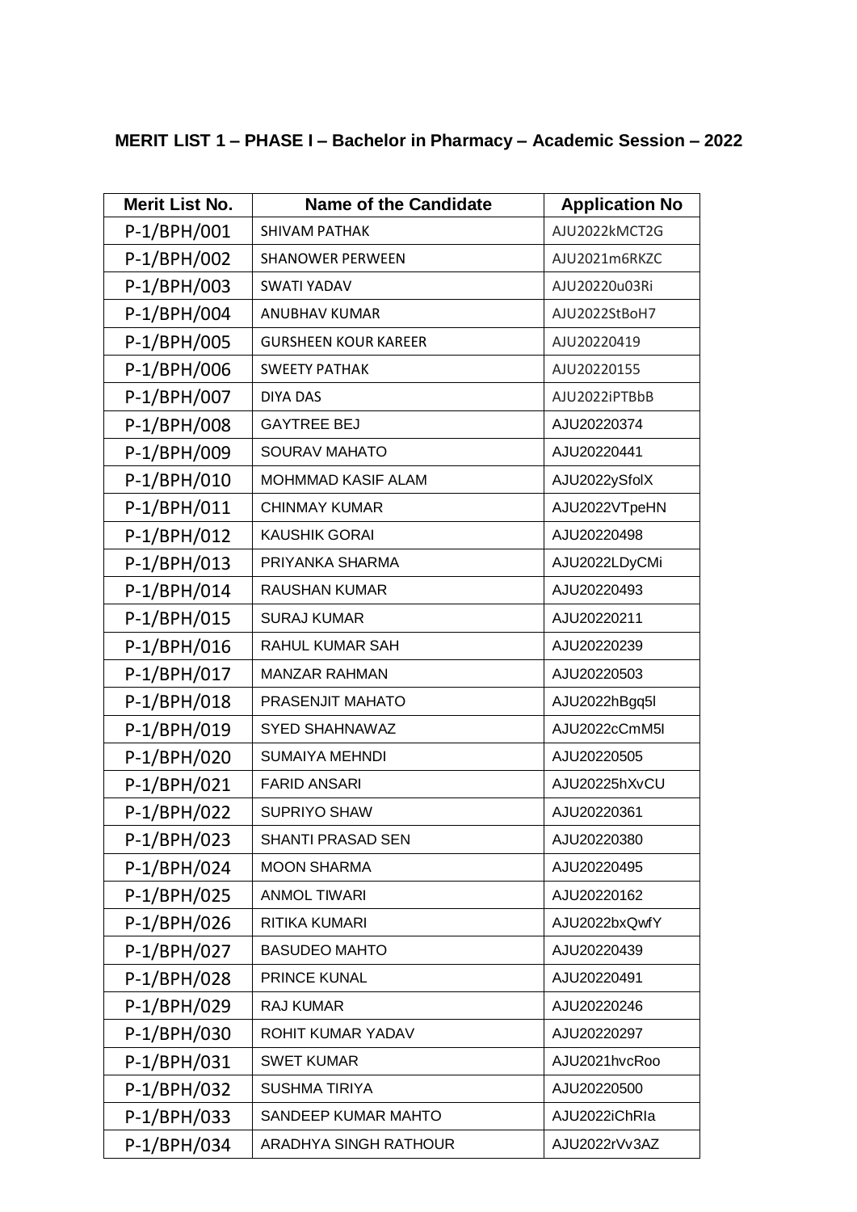**MERIT LIST 1 – PHASE I – Bachelor in Pharmacy – Academic Session – 2022**

| Merit List No. | Name of the Candidate | Application No |
|---|---|---|
| P-1/BPH/001 | SHIVAM PATHAK | AJU2022kMCT2G |
| P-1/BPH/002 | SHANOWER PERWEEN | AJU2021m6RKZC |
| P-1/BPH/003 | SWATI YADAV | AJU20220u03Ri |
| P-1/BPH/004 | ANUBHAV KUMAR | AJU2022StBoH7 |
| P-1/BPH/005 | GURSHEEN KOUR KAREER | AJU20220419 |
| P-1/BPH/006 | SWEETY PATHAK | AJU20220155 |
| P-1/BPH/007 | DIYA DAS | AJU2022iPTBbB |
| P-1/BPH/008 | GAYTREE BEJ | AJU20220374 |
| P-1/BPH/009 | SOURAV MAHATO | AJU20220441 |
| P-1/BPH/010 | MOHMMAD KASIF ALAM | AJU2022ySfolX |
| P-1/BPH/011 | CHINMAY KUMAR | AJU2022VTpeHN |
| P-1/BPH/012 | KAUSHIK GORAI | AJU20220498 |
| P-1/BPH/013 | PRIYANKA SHARMA | AJU2022LDyCMi |
| P-1/BPH/014 | RAUSHAN KUMAR | AJU20220493 |
| P-1/BPH/015 | SURAJ KUMAR | AJU20220211 |
| P-1/BPH/016 | RAHUL KUMAR SAH | AJU20220239 |
| P-1/BPH/017 | MANZAR RAHMAN | AJU20220503 |
| P-1/BPH/018 | PRASENJIT MAHATO | AJU2022hBgq5l |
| P-1/BPH/019 | SYED SHAHNAWAZ | AJU2022cCmM5l |
| P-1/BPH/020 | SUMAIYA MEHNDI | AJU20220505 |
| P-1/BPH/021 | FARID ANSARI | AJU20225hXvCU |
| P-1/BPH/022 | SUPRIYO SHAW | AJU20220361 |
| P-1/BPH/023 | SHANTI PRASAD SEN | AJU20220380 |
| P-1/BPH/024 | MOON SHARMA | AJU20220495 |
| P-1/BPH/025 | ANMOL TIWARI | AJU20220162 |
| P-1/BPH/026 | RITIKA KUMARI | AJU2022bxQwfY |
| P-1/BPH/027 | BASUDEO MAHTO | AJU20220439 |
| P-1/BPH/028 | PRINCE KUNAL | AJU20220491 |
| P-1/BPH/029 | RAJ KUMAR | AJU20220246 |
| P-1/BPH/030 | ROHIT KUMAR YADAV | AJU20220297 |
| P-1/BPH/031 | SWET KUMAR | AJU2021hvcRoo |
| P-1/BPH/032 | SUSHMA TIRIYA | AJU20220500 |
| P-1/BPH/033 | SANDEEP KUMAR MAHTO | AJU2022iChRIa |
| P-1/BPH/034 | ARADHYA SINGH RATHOUR | AJU2022rVv3AZ |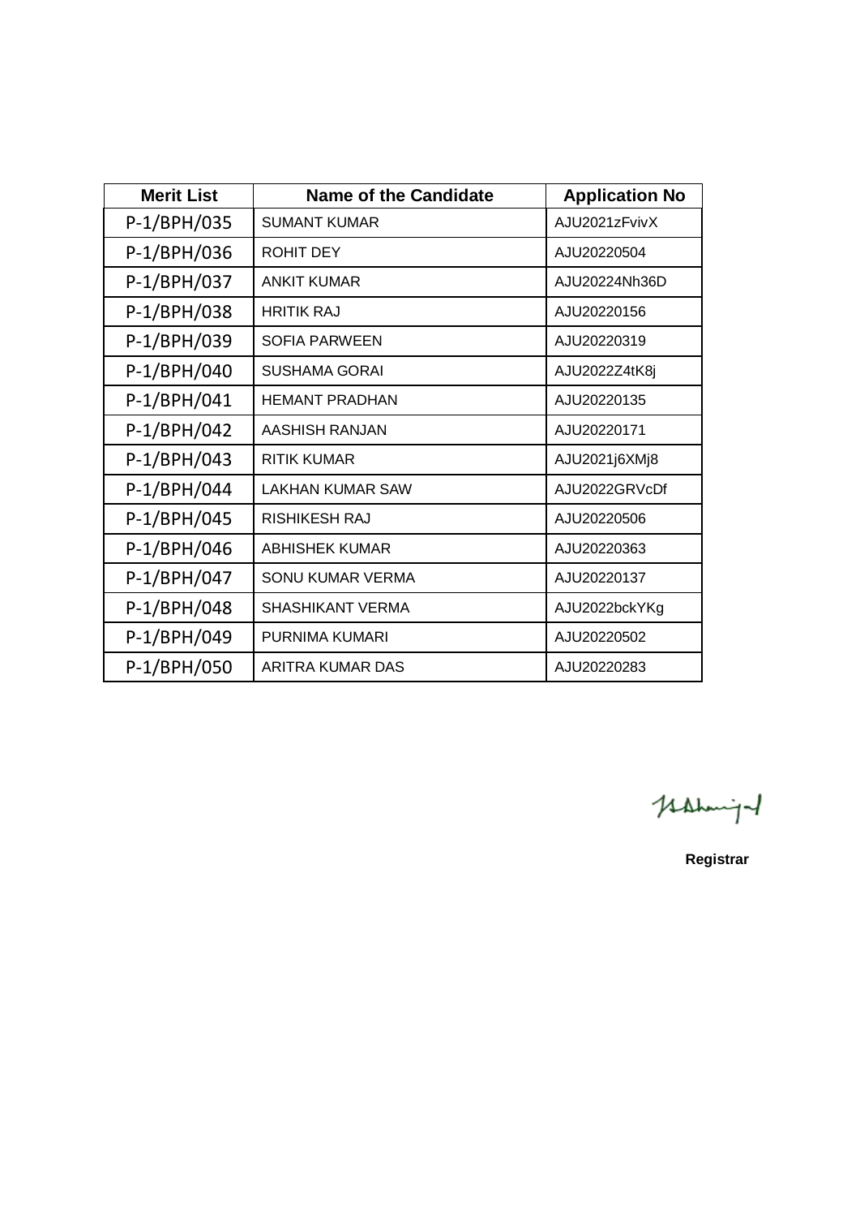| Merit List | Name of the Candidate | Application No |
|---|---|---|
| P-1/BPH/035 | SUMANT KUMAR | AJU2021zFvivX |
| P-1/BPH/036 | ROHIT DEY | AJU20220504 |
| P-1/BPH/037 | ANKIT KUMAR | AJU20224Nh36D |
| P-1/BPH/038 | HRITIK RAJ | AJU20220156 |
| P-1/BPH/039 | SOFIA PARWEEN | AJU20220319 |
| P-1/BPH/040 | SUSHAMA GORAI | AJU2022Z4tK8j |
| P-1/BPH/041 | HEMANT PRADHAN | AJU20220135 |
| P-1/BPH/042 | AASHISH RANJAN | AJU20220171 |
| P-1/BPH/043 | RITIK KUMAR | AJU2021j6XMj8 |
| P-1/BPH/044 | LAKHAN KUMAR SAW | AJU2022GRVcDf |
| P-1/BPH/045 | RISHIKESH RAJ | AJU20220506 |
| P-1/BPH/046 | ABHISHEK KUMAR | AJU20220363 |
| P-1/BPH/047 | SONU KUMAR VERMA | AJU20220137 |
| P-1/BPH/048 | SHASHIKANT VERMA | AJU2022bckYKg |
| P-1/BPH/049 | PURNIMA KUMARI | AJU20220502 |
| P-1/BPH/050 | ARITRA KUMAR DAS | AJU20220283 |

**Registrar**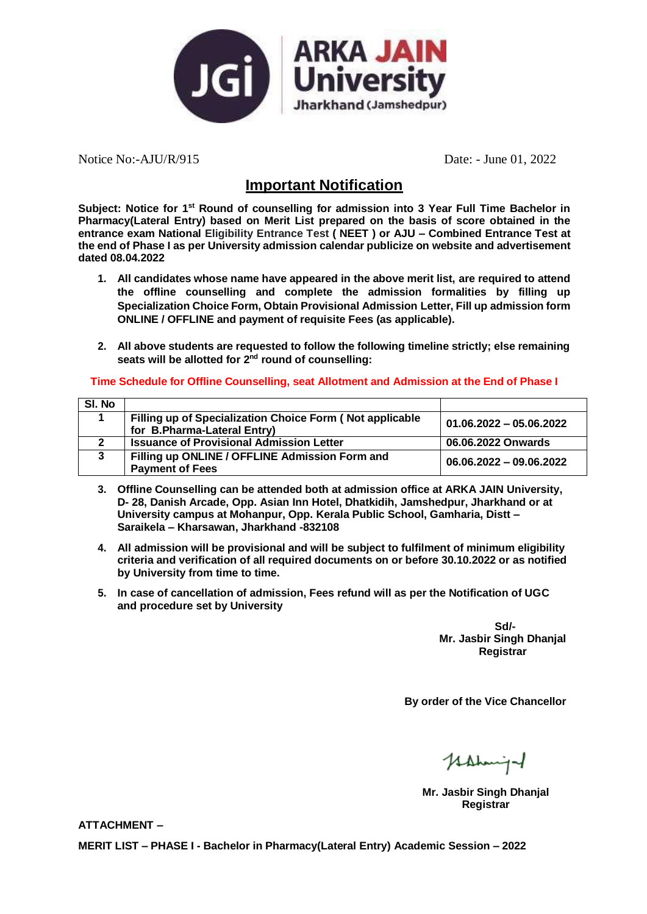Notice No:-AJU/R/915 Date: - June 01, 2022

# Important Notification

**Subject: Notice for 1st Round of counselling for admission into 3 Year Full Time Bachelor in Pharmacy(Lateral Entry) based on Merit List prepared on the basis of score obtained in the entrance exam National Eligibility Entrance Test ( NEET ) or AJU – Combined Entrance Test at the end of Phase I as per University admission calendar publicize on website and advertisement dated 08.04.2022**

1. **All candidates whose name have appeared in the above merit list, are required to attend the offline counselling and complete the admission formalities by filling up Specialization Choice Form, Obtain Provisional Admission Letter, Fill up admission form ONLINE / OFFLINE and payment of requisite Fees (as applicable).**

2. **All above students are requested to follow the following timeline strictly; else remaining seats will be allotted for 2nd round of counselling:**

**Time Schedule for Offline Counselling, seat Allotment and Admission at the End of Phase I**

| Sl. No | | |
|---|---|---|
| 1 | Filling up of Specialization Choice Form ( Not applicable for B.Pharma-Lateral Entry) | 01.06.2022 – 05.06.2022 |
| 2 | Issuance of Provisional Admission Letter | 06.06.2022 Onwards |
| 3 | Filling up ONLINE / OFFLINE Admission Form and Payment of Fees | 06.06.2022 – 09.06.2022 |

3. **Offline Counselling can be attended both at admission office at ARKA JAIN University, D- 28, Danish Arcade, Opp. Asian Inn Hotel, Dhatkidih, Jamshedpur, Jharkhand or at University campus at Mohanpur, Opp. Kerala Public School, Gamharia, Distt – Saraikela – Kharsawan, Jharkhand -832108**

4. **All admission will be provisional and will be subject to fulfilment of minimum eligibility criteria and verification of all required documents on or before 30.10.2022 or as notified by University from time to time.**

5. **In case of cancellation of admission, Fees refund will as per the Notification of UGC and procedure set by University**

**Sd/-**
**Mr. Jasbir Singh Dhanjal**
**Registrar**

**By order of the Vice Chancellor**

**Mr. Jasbir Singh Dhanjal**
**Registrar**

**ATTACHMENT –**

**MERIT LIST – PHASE I - Bachelor in Pharmacy(Lateral Entry) Academic Session – 2022**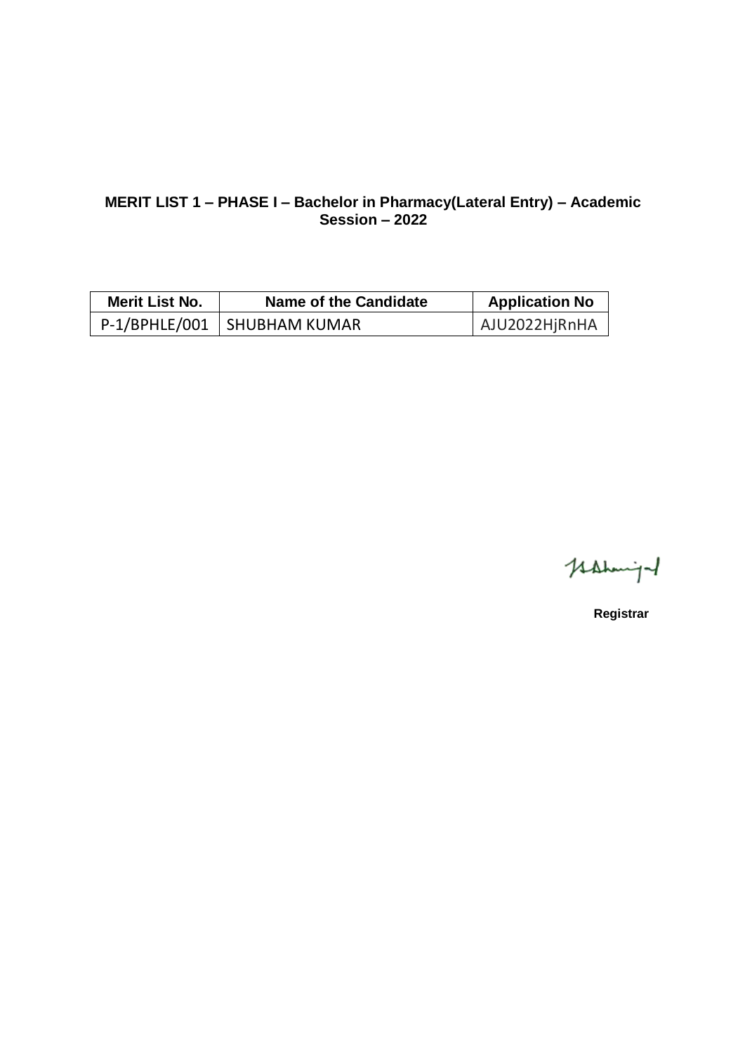**MERIT LIST 1 – PHASE I – Bachelor in Pharmacy(Lateral Entry) – Academic Session – 2022**

| Merit List No. | Name of the Candidate | Application No |
|---|---|---|
| P-1/BPHLE/001 | SHUBHAM KUMAR | AJU2022HjRnHA |

**Registrar**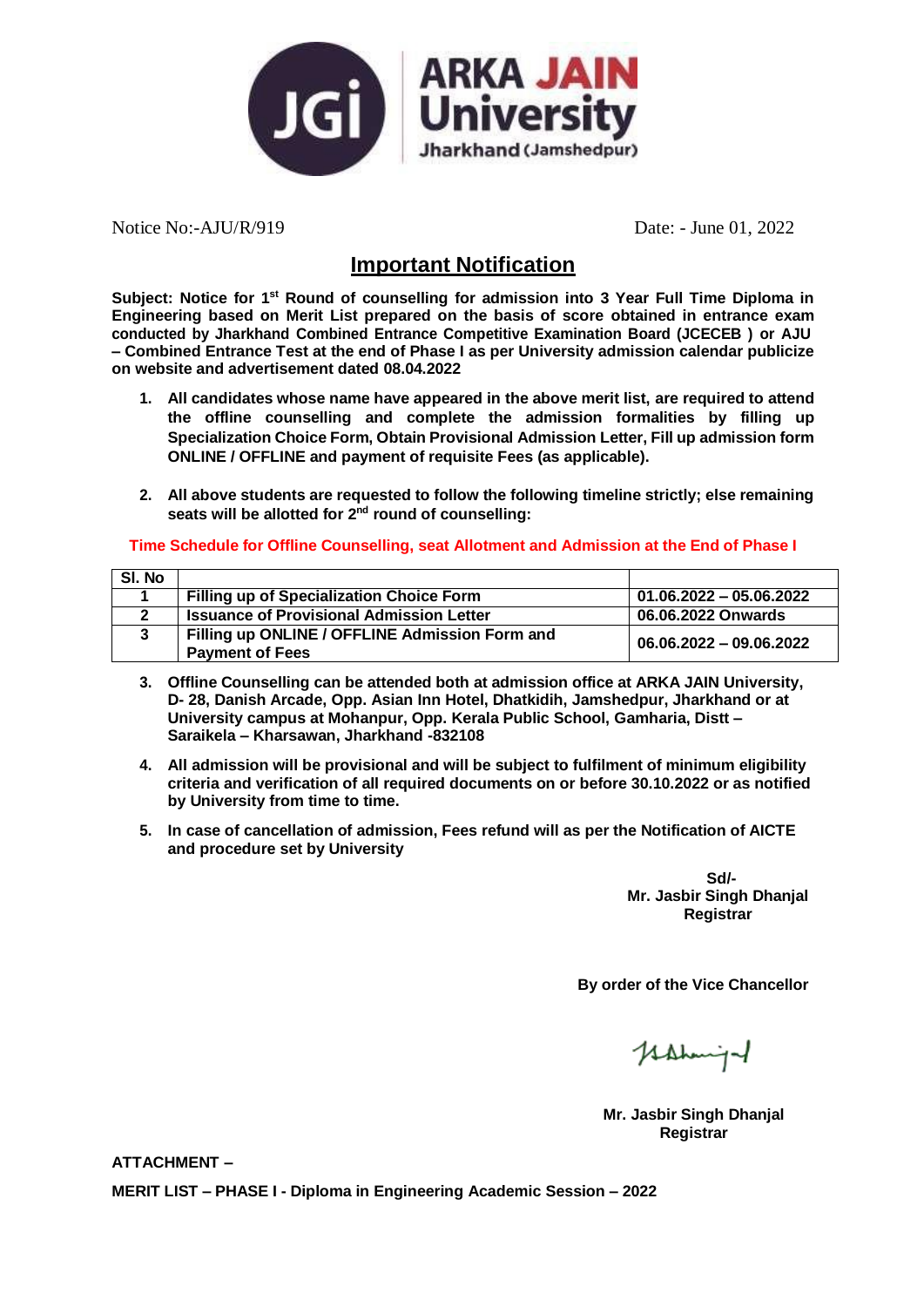ARKA JAIN University
Jharkhand (Jamshedpur)

Notice No:-AJU/R/919 Date: - June 01, 2022

## Important Notification

**Subject: Notice for 1st Round of counselling for admission into 3 Year Full Time Diploma in Engineering based on Merit List prepared on the basis of score obtained in entrance exam conducted by Jharkhand Combined Entrance Competitive Examination Board (JCECEB ) or AJU – Combined Entrance Test at the end of Phase I as per University admission calendar publicize on website and advertisement dated 08.04.2022**

1. **All candidates whose name have appeared in the above merit list, are required to attend the offline counselling and complete the admission formalities by filling up Specialization Choice Form, Obtain Provisional Admission Letter, Fill up admission form ONLINE / OFFLINE and payment of requisite Fees (as applicable).**

2. **All above students are requested to follow the following timeline strictly; else remaining seats will be allotted for 2nd round of counselling:**

**Time Schedule for Offline Counselling, seat Allotment and Admission at the End of Phase I**

| Sl. No | | |
|---|---|---|
| 1 | Filling up of Specialization Choice Form | 01.06.2022 – 05.06.2022 |
| 2 | Issuance of Provisional Admission Letter | 06.06.2022 Onwards |
| 3 | Filling up ONLINE / OFFLINE Admission Form and Payment of Fees | 06.06.2022 – 09.06.2022 |

3. **Offline Counselling can be attended both at admission office at ARKA JAIN University, D- 28, Danish Arcade, Opp. Asian Inn Hotel, Dhatkidih, Jamshedpur, Jharkhand or at University campus at Mohanpur, Opp. Kerala Public School, Gamharia, Distt – Saraikela – Kharsawan, Jharkhand -832108**

4. **All admission will be provisional and will be subject to fulfilment of minimum eligibility criteria and verification of all required documents on or before 30.10.2022 or as notified by University from time to time.**

5. **In case of cancellation of admission, Fees refund will as per the Notification of AICTE and procedure set by University**

**Sd/-**
**Mr. Jasbir Singh Dhanjal**
**Registrar**

**By order of the Vice Chancellor**

**Mr. Jasbir Singh Dhanjal**
**Registrar**

**ATTACHMENT –**

**MERIT LIST – PHASE I - Diploma in Engineering Academic Session – 2022**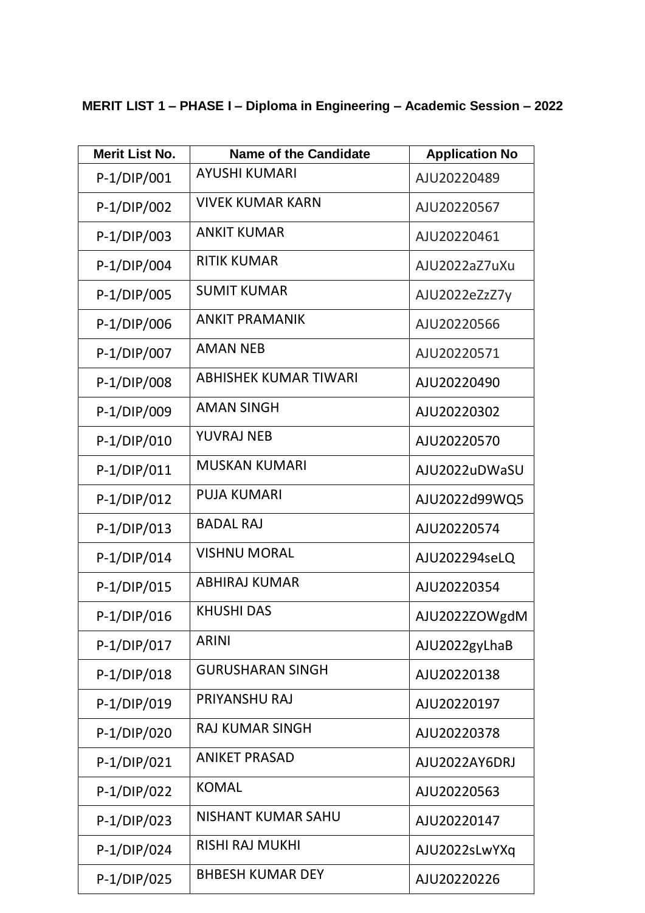**MERIT LIST 1 – PHASE I – Diploma in Engineering – Academic Session – 2022**

| Merit List No. | Name of the Candidate | Application No |
|---|---|---|
| P-1/DIP/001 | AYUSHI KUMARI | AJU20220489 |
| P-1/DIP/002 | VIVEK KUMAR KARN | AJU20220567 |
| P-1/DIP/003 | ANKIT KUMAR | AJU20220461 |
| P-1/DIP/004 | RITIK KUMAR | AJU2022aZ7uXu |
| P-1/DIP/005 | SUMIT KUMAR | AJU2022eZzZ7y |
| P-1/DIP/006 | ANKIT PRAMANIK | AJU20220566 |
| P-1/DIP/007 | AMAN NEB | AJU20220571 |
| P-1/DIP/008 | ABHISHEK KUMAR TIWARI | AJU20220490 |
| P-1/DIP/009 | AMAN SINGH | AJU20220302 |
| P-1/DIP/010 | YUVRAJ NEB | AJU20220570 |
| P-1/DIP/011 | MUSKAN KUMARI | AJU2022uDWaSU |
| P-1/DIP/012 | PUJA KUMARI | AJU2022d99WQ5 |
| P-1/DIP/013 | BADAL RAJ | AJU20220574 |
| P-1/DIP/014 | VISHNU MORAL | AJU202294seLQ |
| P-1/DIP/015 | ABHIRAJ KUMAR | AJU20220354 |
| P-1/DIP/016 | KHUSHI DAS | AJU2022ZOWgdM |
| P-1/DIP/017 | ARINI | AJU2022gyLhaB |
| P-1/DIP/018 | GURUSHARAN SINGH | AJU20220138 |
| P-1/DIP/019 | PRIYANSHU RAJ | AJU20220197 |
| P-1/DIP/020 | RAJ KUMAR SINGH | AJU20220378 |
| P-1/DIP/021 | ANIKET PRASAD | AJU2022AY6DRJ |
| P-1/DIP/022 | KOMAL | AJU20220563 |
| P-1/DIP/023 | NISHANT KUMAR SAHU | AJU20220147 |
| P-1/DIP/024 | RISHI RAJ MUKHI | AJU2022sLwYXq |
| P-1/DIP/025 | BHBESH KUMAR DEY | AJU20220226 |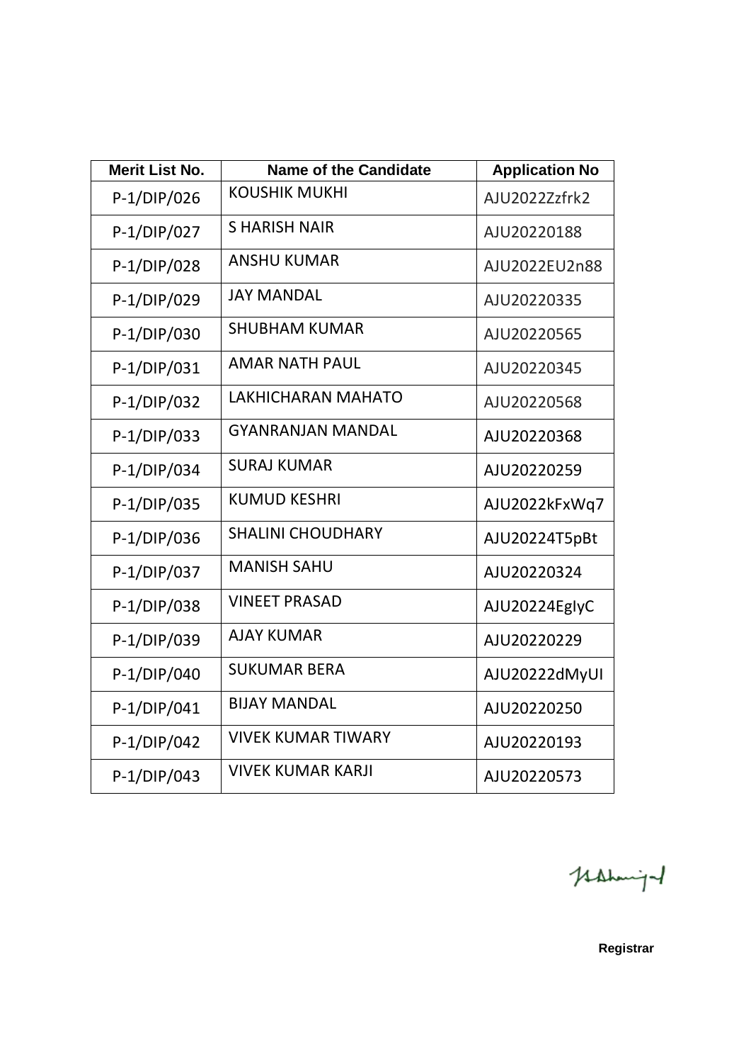| Merit List No. | Name of the Candidate | Application No |
|---|---|---|
| P-1/DIP/026 | KOUSHIK MUKHI | AJU2022Zzfrk2 |
| P-1/DIP/027 | S HARISH NAIR | AJU20220188 |
| P-1/DIP/028 | ANSHU KUMAR | AJU2022EU2n88 |
| P-1/DIP/029 | JAY MANDAL | AJU20220335 |
| P-1/DIP/030 | SHUBHAM KUMAR | AJU20220565 |
| P-1/DIP/031 | AMAR NATH PAUL | AJU20220345 |
| P-1/DIP/032 | LAKHICHARAN MAHATO | AJU20220568 |
| P-1/DIP/033 | GYANRANJAN MANDAL | AJU20220368 |
| P-1/DIP/034 | SURAJ KUMAR | AJU20220259 |
| P-1/DIP/035 | KUMUD KESHRI | AJU2022kFxWq7 |
| P-1/DIP/036 | SHALINI CHOUDHARY | AJU20224T5pBt |
| P-1/DIP/037 | MANISH SAHU | AJU20220324 |
| P-1/DIP/038 | VINEET PRASAD | AJU20224EglyC |
| P-1/DIP/039 | AJAY KUMAR | AJU20220229 |
| P-1/DIP/040 | SUKUMAR BERA | AJU20222dMyUI |
| P-1/DIP/041 | BIJAY MANDAL | AJU20220250 |
| P-1/DIP/042 | VIVEK KUMAR TIWARY | AJU20220193 |
| P-1/DIP/043 | VIVEK KUMAR KARJI | AJU20220573 |

**Registrar**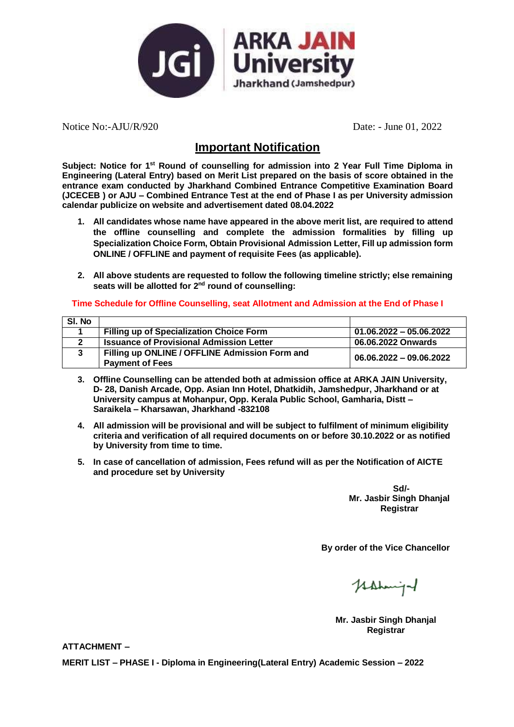ARKA JAIN University
Jharkhand (Jamshedpur)

Notice No:-AJU/R/920 Date: - June 01, 2022

# Important Notification

**Subject: Notice for 1st Round of counselling for admission into 2 Year Full Time Diploma in Engineering (Lateral Entry) based on Merit List prepared on the basis of score obtained in the entrance exam conducted by Jharkhand Combined Entrance Competitive Examination Board (JCECEB ) or AJU – Combined Entrance Test at the end of Phase I as per University admission calendar publicize on website and advertisement dated 08.04.2022**

1. **All candidates whose name have appeared in the above merit list, are required to attend the offline counselling and complete the admission formalities by filling up Specialization Choice Form, Obtain Provisional Admission Letter, Fill up admission form ONLINE / OFFLINE and payment of requisite Fees (as applicable).**

2. **All above students are requested to follow the following timeline strictly; else remaining seats will be allotted for 2nd round of counselling:**

**Time Schedule for Offline Counselling, seat Allotment and Admission at the End of Phase I**

| Sl. No | | |
|---|---|---|
| 1 | Filling up of Specialization Choice Form | 01.06.2022 – 05.06.2022 |
| 2 | Issuance of Provisional Admission Letter | 06.06.2022 Onwards |
| 3 | Filling up ONLINE / OFFLINE Admission Form and Payment of Fees | 06.06.2022 – 09.06.2022 |

3. **Offline Counselling can be attended both at admission office at ARKA JAIN University, D- 28, Danish Arcade, Opp. Asian Inn Hotel, Dhatkidih, Jamshedpur, Jharkhand or at University campus at Mohanpur, Opp. Kerala Public School, Gamharia, Distt – Saraikela – Kharsawan, Jharkhand -832108**

4. **All admission will be provisional and will be subject to fulfilment of minimum eligibility criteria and verification of all required documents on or before 30.10.2022 or as notified by University from time to time.**

5. **In case of cancellation of admission, Fees refund will as per the Notification of AICTE and procedure set by University**

**Sd/-**
**Mr. Jasbir Singh Dhanjal**
**Registrar**

**By order of the Vice Chancellor**

**Mr. Jasbir Singh Dhanjal**
**Registrar**

**ATTACHMENT –**

**MERIT LIST – PHASE I - Diploma in Engineering(Lateral Entry) Academic Session – 2022**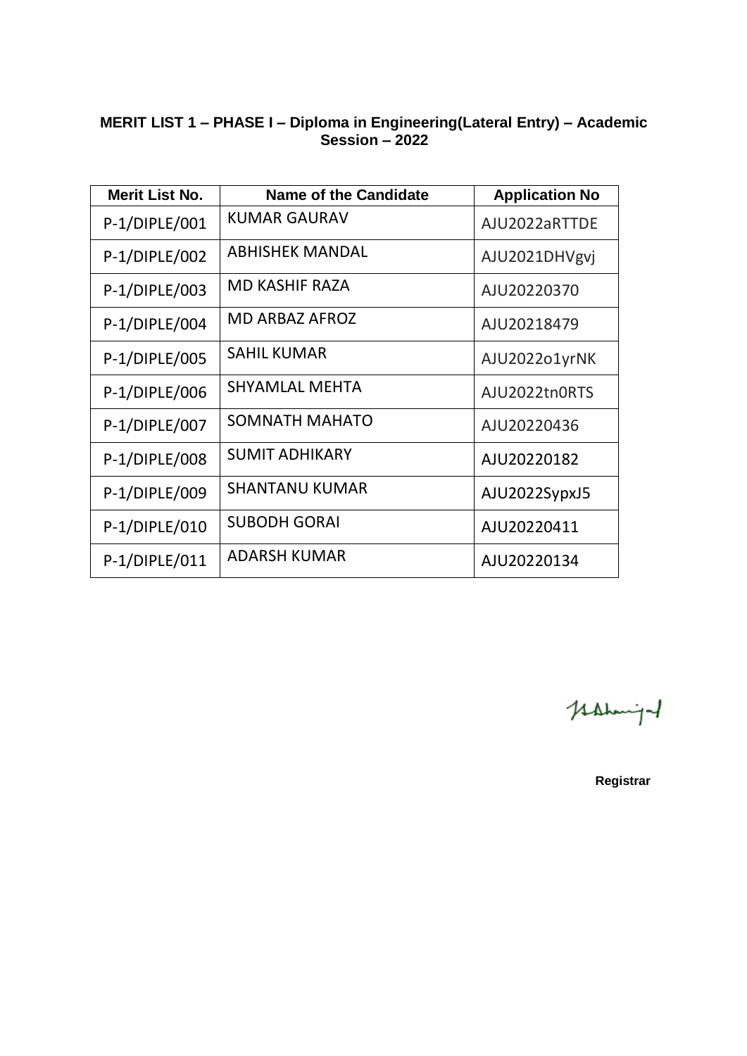**MERIT LIST 1 – PHASE I – Diploma in Engineering(Lateral Entry) – Academic Session – 2022**

| Merit List No. | Name of the Candidate | Application No |
|---|---|---|
| P-1/DIPLE/001 | KUMAR GAURAV | AJU2022aRTTDE |
| P-1/DIPLE/002 | ABHISHEK MANDAL | AJU2021DHVgvj |
| P-1/DIPLE/003 | MD KASHIF RAZA | AJU20220370 |
| P-1/DIPLE/004 | MD ARBAZ AFROZ | AJU20218479 |
| P-1/DIPLE/005 | SAHIL KUMAR | AJU2022o1yrNK |
| P-1/DIPLE/006 | SHYAMLAL MEHTA | AJU2022tn0RTS |
| P-1/DIPLE/007 | SOMNATH MAHATO | AJU20220436 |
| P-1/DIPLE/008 | SUMIT ADHIKARY | AJU20220182 |
| P-1/DIPLE/009 | SHANTANU KUMAR | AJU2022SypxJ5 |
| P-1/DIPLE/010 | SUBODH GORAI | AJU20220411 |
| P-1/DIPLE/011 | ADARSH KUMAR | AJU20220134 |

**Registrar**